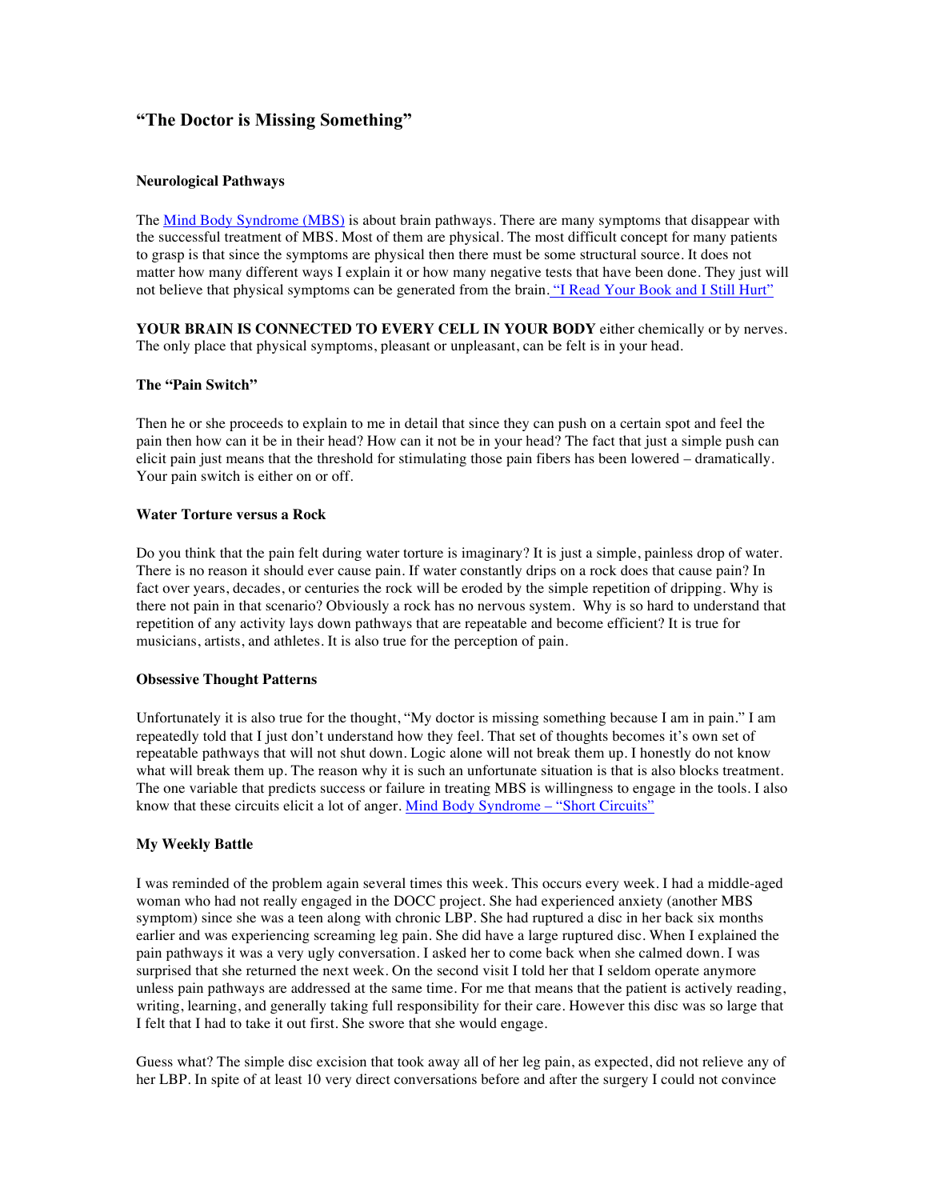# "The Doctor is Missing Something"

### Neurological Pathways

The [Mind Body Syndrome (MBS)] is about brain pathways. There are many symptoms that disappear with the successful treatment of MBS. Most of them are physical. The most difficult concept for many patients to grasp is that since the symptoms are physical then there must be some structural source. It does not matter how many different ways I explain it or how many negative tests that have been done. They just will not believe that physical symptoms can be generated from the brain. ["I Read Your Book and I Still Hurt"]

**YOUR BRAIN IS CONNECTED TO EVERY CELL IN YOUR BODY** either chemically or by nerves. The only place that physical symptoms, pleasant or unpleasant, can be felt is in your head.

### The "Pain Switch"

Then he or she proceeds to explain to me in detail that since they can push on a certain spot and feel the pain then how can it be in their head? How can it not be in your head? The fact that just a simple push can elicit pain just means that the threshold for stimulating those pain fibers has been lowered – dramatically. Your pain switch is either on or off.

### Water Torture versus a Rock

Do you think that the pain felt during water torture is imaginary? It is just a simple, painless drop of water. There is no reason it should ever cause pain. If water constantly drips on a rock does that cause pain? In fact over years, decades, or centuries the rock will be eroded by the simple repetition of dripping. Why is there not pain in that scenario? Obviously a rock has no nervous system. Why is so hard to understand that repetition of any activity lays down pathways that are repeatable and become efficient? It is true for musicians, artists, and athletes. It is also true for the perception of pain.

### Obsessive Thought Patterns

Unfortunately it is also true for the thought, "My doctor is missing something because I am in pain." I am repeatedly told that I just don't understand how they feel. That set of thoughts becomes it's own set of repeatable pathways that will not shut down. Logic alone will not break them up. I honestly do not know what will break them up. The reason why it is such an unfortunate situation is that is also blocks treatment. The one variable that predicts success or failure in treating MBS is willingness to engage in the tools. I also know that these circuits elicit a lot of anger. [Mind Body Syndrome – "Short Circuits"]

### My Weekly Battle

I was reminded of the problem again several times this week. This occurs every week. I had a middle-aged woman who had not really engaged in the DOCC project. She had experienced anxiety (another MBS symptom) since she was a teen along with chronic LBP. She had ruptured a disc in her back six months earlier and was experiencing screaming leg pain. She did have a large ruptured disc. When I explained the pain pathways it was a very ugly conversation. I asked her to come back when she calmed down. I was surprised that she returned the next week. On the second visit I told her that I seldom operate anymore unless pain pathways are addressed at the same time. For me that means that the patient is actively reading, writing, learning, and generally taking full responsibility for their care. However this disc was so large that I felt that I had to take it out first. She swore that she would engage.

Guess what? The simple disc excision that took away all of her leg pain, as expected, did not relieve any of her LBP. In spite of at least 10 very direct conversations before and after the surgery I could not convince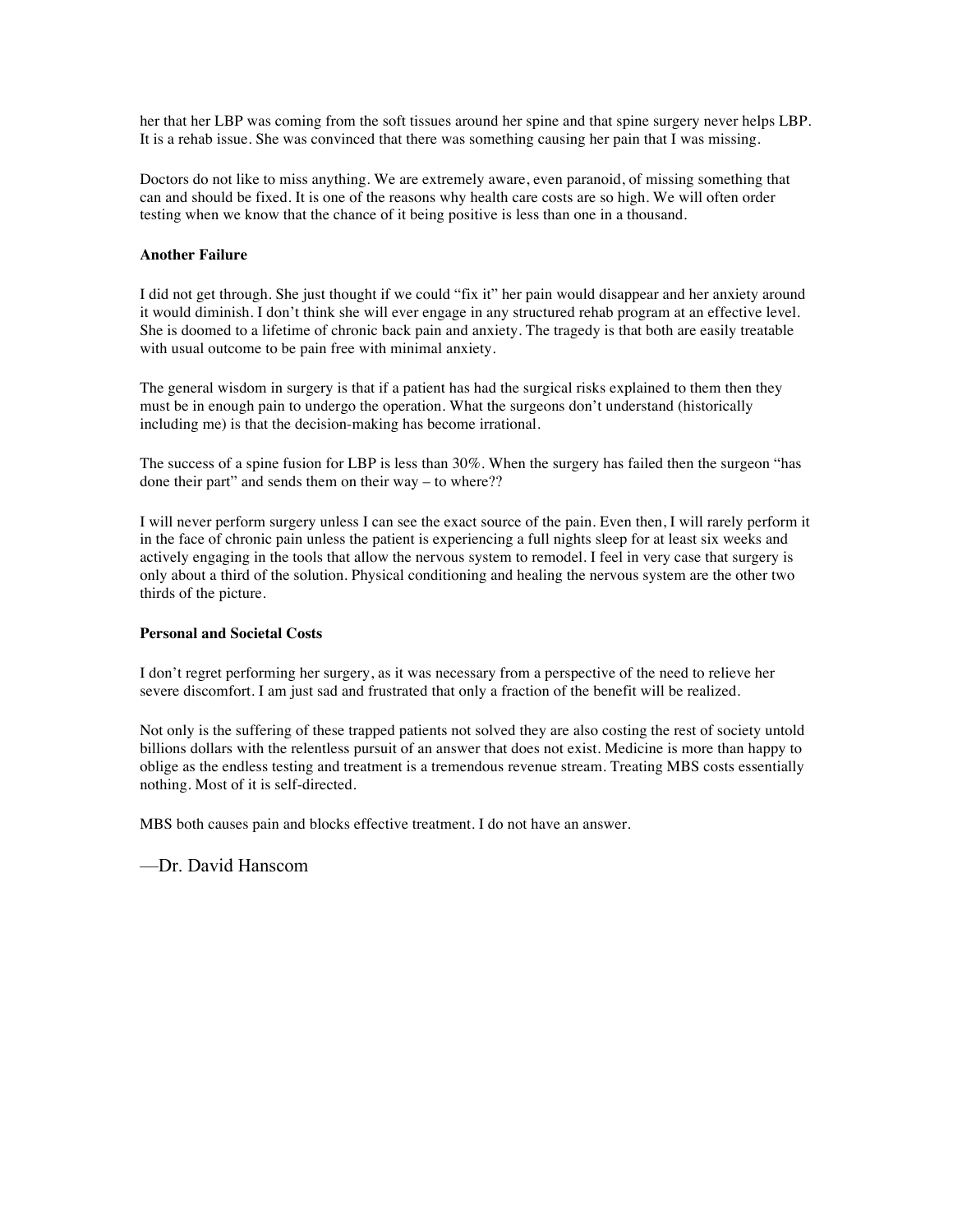her that her LBP was coming from the soft tissues around her spine and that spine surgery never helps LBP. It is a rehab issue. She was convinced that there was something causing her pain that I was missing.

Doctors do not like to miss anything. We are extremely aware, even paranoid, of missing something that can and should be fixed. It is one of the reasons why health care costs are so high. We will often order testing when we know that the chance of it being positive is less than one in a thousand.

**Another Failure**

I did not get through. She just thought if we could "fix it" her pain would disappear and her anxiety around it would diminish. I don't think she will ever engage in any structured rehab program at an effective level. She is doomed to a lifetime of chronic back pain and anxiety. The tragedy is that both are easily treatable with usual outcome to be pain free with minimal anxiety.

The general wisdom in surgery is that if a patient has had the surgical risks explained to them then they must be in enough pain to undergo the operation. What the surgeons don't understand (historically including me) is that the decision-making has become irrational.

The success of a spine fusion for LBP is less than 30%. When the surgery has failed then the surgeon "has done their part" and sends them on their way – to where??

I will never perform surgery unless I can see the exact source of the pain. Even then, I will rarely perform it in the face of chronic pain unless the patient is experiencing a full nights sleep for at least six weeks and actively engaging in the tools that allow the nervous system to remodel. I feel in very case that surgery is only about a third of the solution. Physical conditioning and healing the nervous system are the other two thirds of the picture.

**Personal and Societal Costs**

I don't regret performing her surgery, as it was necessary from a perspective of the need to relieve her severe discomfort. I am just sad and frustrated that only a fraction of the benefit will be realized.

Not only is the suffering of these trapped patients not solved they are also costing the rest of society untold billions dollars with the relentless pursuit of an answer that does not exist. Medicine is more than happy to oblige as the endless testing and treatment is a tremendous revenue stream. Treating MBS costs essentially nothing. Most of it is self-directed.

MBS both causes pain and blocks effective treatment. I do not have an answer.

—Dr. David Hanscom